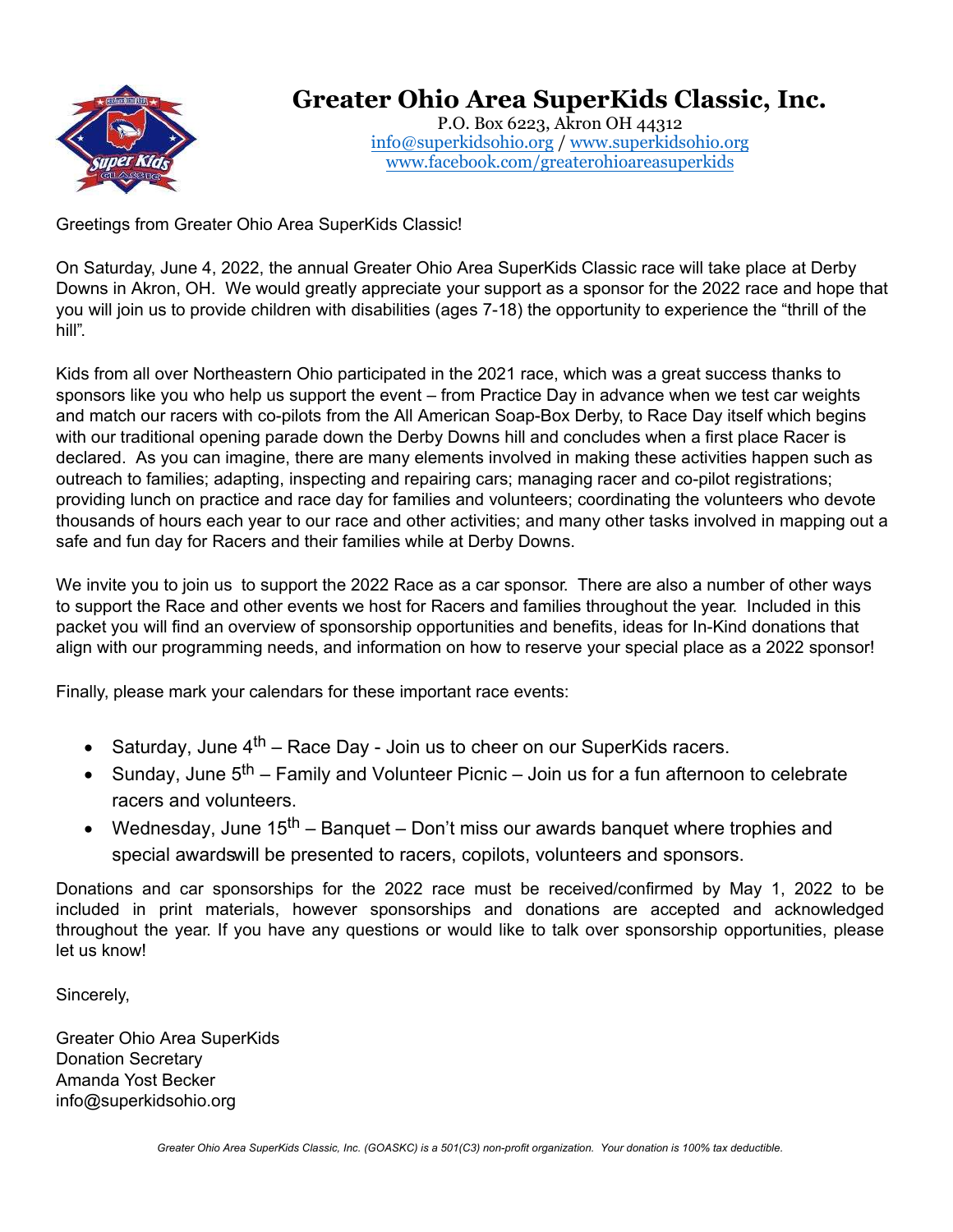# Greater Ohio Area SuperKids Classic, Inc.

P.O. Box 6223, Akron OH 44312
info@superkidsohio.org / www.superkidsohio.org
www.facebook.com/greaterohioareasuperkids

Greetings from Greater Ohio Area SuperKids Classic!

On Saturday, June 4, 2022, the annual Greater Ohio Area SuperKids Classic race will take place at Derby Downs in Akron, OH. We would greatly appreciate your support as a sponsor for the 2022 race and hope that you will join us to provide children with disabilities (ages 7-18) the opportunity to experience the "thrill of the hill".

Kids from all over Northeastern Ohio participated in the 2021 race, which was a great success thanks to sponsors like you who help us support the event – from Practice Day in advance when we test car weights and match our racers with co-pilots from the All American Soap-Box Derby, to Race Day itself which begins with our traditional opening parade down the Derby Downs hill and concludes when a first place Racer is declared. As you can imagine, there are many elements involved in making these activities happen such as outreach to families; adapting, inspecting and repairing cars; managing racer and co-pilot registrations; providing lunch on practice and race day for families and volunteers; coordinating the volunteers who devote thousands of hours each year to our race and other activities; and many other tasks involved in mapping out a safe and fun day for Racers and their families while at Derby Downs.

We invite you to join us to support the 2022 Race as a car sponsor. There are also a number of other ways to support the Race and other events we host for Racers and families throughout the year. Included in this packet you will find an overview of sponsorship opportunities and benefits, ideas for In-Kind donations that align with our programming needs, and information on how to reserve your special place as a 2022 sponsor!

Finally, please mark your calendars for these important race events:

- Saturday, June 4th – Race Day - Join us to cheer on our SuperKids racers.
- Sunday, June 5th – Family and Volunteer Picnic – Join us for a fun afternoon to celebrate racers and volunteers.
- Wednesday, June 15th – Banquet – Don't miss our awards banquet where trophies and special awardswill be presented to racers, copilots, volunteers and sponsors.

Donations and car sponsorships for the 2022 race must be received/confirmed by May 1, 2022 to be included in print materials, however sponsorships and donations are accepted and acknowledged throughout the year. If you have any questions or would like to talk over sponsorship opportunities, please let us know!

Sincerely,

Greater Ohio Area SuperKids
Donation Secretary
Amanda Yost Becker
info@superkidsohio.org

*Greater Ohio Area SuperKids Classic, Inc. (GOASKC) is a 501(C3) non-profit organization. Your donation is 100% tax deductible.*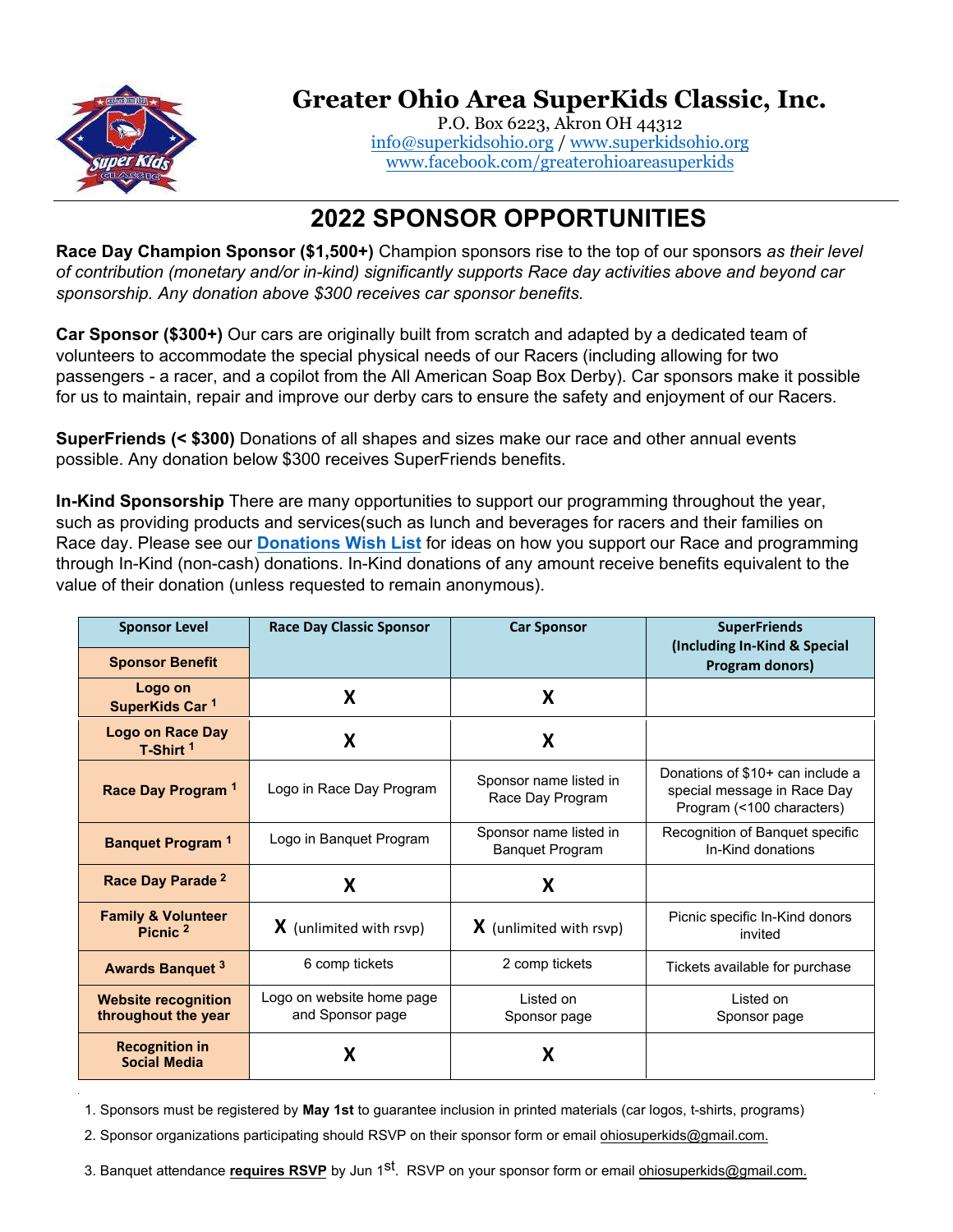# Greater Ohio Area SuperKids Classic, Inc.

P.O. Box 6223, Akron OH 44312
info@superkidsohio.org / www.superkidsohio.org
www.facebook.com/greaterohioareasuperkids

## 2022 SPONSOR OPPORTUNITIES

**Race Day Champion Sponsor ($1,500+)** Champion sponsors rise to the top of our sponsors *as their level of contribution (monetary and/or in-kind) significantly supports Race day activities above and beyond car sponsorship. Any donation above $300 receives car sponsor benefits.*

**Car Sponsor ($300+)** Our cars are originally built from scratch and adapted by a dedicated team of volunteers to accommodate the special physical needs of our Racers (including allowing for two passengers - a racer, and a copilot from the All American Soap Box Derby). Car sponsors make it possible for us to maintain, repair and improve our derby cars to ensure the safety and enjoyment of our Racers.

**SuperFriends (< $300)** Donations of all shapes and sizes make our race and other annual events possible. Any donation below $300 receives SuperFriends benefits.

**In-Kind Sponsorship** There are many opportunities to support our programming throughout the year, such as providing products and services(such as lunch and beverages for racers and their families on Race day. Please see our **Donations Wish List** for ideas on how you support our Race and programming through In-Kind (non-cash) donations. In-Kind donations of any amount receive benefits equivalent to the value of their donation (unless requested to remain anonymous).

| Sponsor Level / Sponsor Benefit | Race Day Classic Sponsor | Car Sponsor | SuperFriends (Including In-Kind & Special Program donors) |
|---|---|---|---|
| Logo on SuperKids Car [1] | X | X | |
| Logo on Race Day T-Shirt [1] | X | X | |
| Race Day Program [1] | Logo in Race Day Program | Sponsor name listed in Race Day Program | Donations of $10+ can include a special message in Race Day Program (<100 characters) |
| Banquet Program [1] | Logo in Banquet Program | Sponsor name listed in Banquet Program | Recognition of Banquet specific In-Kind donations |
| Race Day Parade [2] | X | X | |
| Family & Volunteer Picnic [2] | X (unlimited with rsvp) | X (unlimited with rsvp) | Picnic specific In-Kind donors invited |
| Awards Banquet [3] | 6 comp tickets | 2 comp tickets | Tickets available for purchase |
| Website recognition throughout the year | Logo on website home page and Sponsor page | Listed on Sponsor page | Listed on Sponsor page |
| Recognition in Social Media | X | X | |

1. Sponsors must be registered by **May 1st** to guarantee inclusion in printed materials (car logos, t-shirts, programs)
2. Sponsor organizations participating should RSVP on their sponsor form or email ohiosuperkids@gmail.com.
3. Banquet attendance **requires RSVP** by Jun 1st. RSVP on your sponsor form or email ohiosuperkids@gmail.com.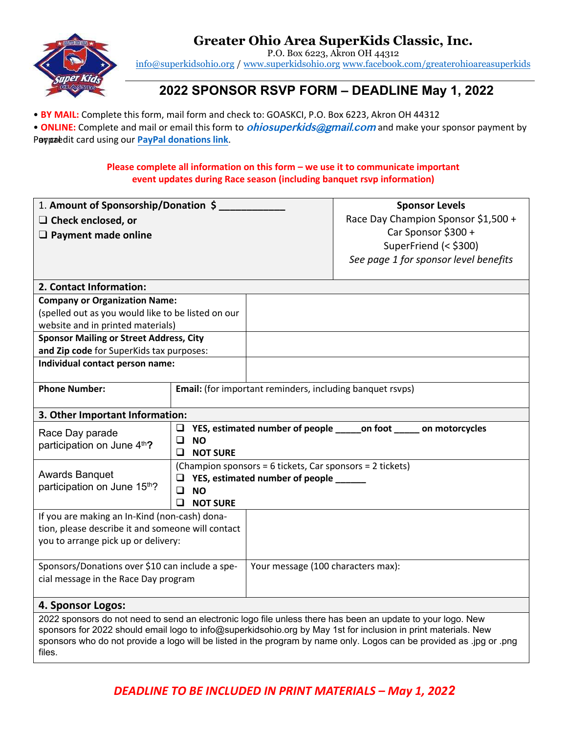# Greater Ohio Area SuperKids Classic, Inc.

P.O. Box 6223, Akron OH 44312

info@superkidsohio.org / www.superkidsohio.org www.facebook.com/greaterohioareasuperkids

## 2022 SPONSOR RSVP FORM – DEADLINE May 1, 2022

- **BY MAIL:** Complete this form, mail form and check to: GOASKCI, P.O. Box 6223, Akron OH 44312
- **ONLINE:** Complete and mail or email this form to ***ohiosuperkids@gmail.com*** and make your sponsor payment by Paypal or credit card using our **PayPal donations link**.

**Please complete all information on this form – we use it to communicate important event updates during Race season (including banquet rsvp information)**

| | |
|---|---|
| 1. **Amount of Sponsorship/Donation $ ___________**<br>❑ **Check enclosed, or**<br>❑ **Payment made online** | **Sponsor Levels**<br>Race Day Champion Sponsor $1,500 +<br>Car Sponsor $300 +<br>SuperFriend (< $300)<br>*See page 1 for sponsor level benefits* |

| | |
|---|---|
| **2. Contact Information:** | |
| **Company or Organization Name:** (spelled out as you would like to be listed on our website and in printed materials) | |
| **Sponsor Mailing or Street Address, City and Zip code** for SuperKids tax purposes: | |
| **Individual contact person name:** | |
| **Phone Number:** | **Email:** (for important reminders, including banquet rsvps) |

| | |
|---|---|
| **3. Other Important Information:** | |
| Race Day parade participation on June 4th**?** | ❑ **YES, estimated number of people _____on foot _____ on motorcycles**<br>❑ **NO**<br>❑ **NOT SURE** |
| Awards Banquet participation on June 15th? | (Champion sponsors = 6 tickets, Car sponsors = 2 tickets)<br>❑ **YES, estimated number of people ______**<br>❑ **NO**<br>❑ **NOT SURE** |
| If you are making an In-Kind (non-cash) donation, please describe it and someone will contact you to arrange pick up or delivery: | |
| Sponsors/Donations over $10 can include a special message in the Race Day program | Your message (100 characters max): |

| |
|---|
| **4. Sponsor Logos:** |
| 2022 sponsors do not need to send an electronic logo file unless there has been an update to your logo. New sponsors for 2022 should email logo to info@superkidsohio.org by May 1st for inclusion in print materials. New sponsors who do not provide a logo will be listed in the program by name only. Logos can be provided as .jpg or .png files. |

***DEADLINE TO BE INCLUDED IN PRINT MATERIALS – May 1, 2022***